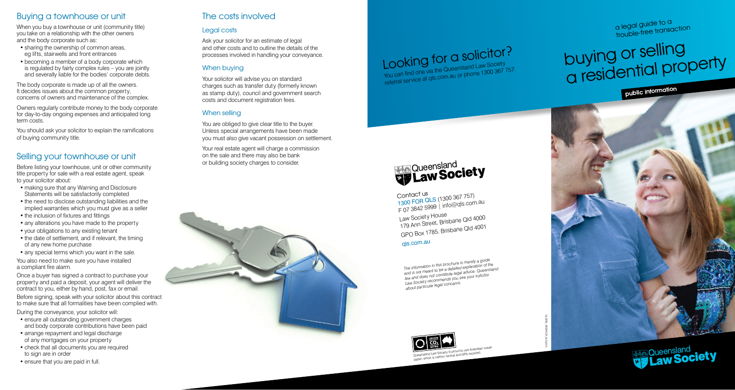## Buying a townhouse or unit

When you buy a townhouse or unit (community title) you take on a relationship with the other owners and the body corporate such as:

- sharing the ownership of common areas, eg lifts, stairwells and front entrances
- becoming a member of a body corporate which is regulated by fairly complex rules – you are jointly and severally liable for the bodies' corporate debts.

The body corporate is made up of all the owners. It decides issues about the common property, concerns of owners and maintenance of the complex.

Owners regularly contribute money to the body corporate for day-to-day ongoing expenses and anticipated long term costs.

You should ask your solicitor to explain the ramifications of buying community title.

## Selling your townhouse or unit

Before listing your townhouse, unit or other community title property for sale with a real estate agent, speak to your solicitor about:

- making sure that any Warning and Disclosure Statements will be satisfactorily completed
- the need to disclose outstanding liabilities and the implied warranties which you must give as a seller
- the inclusion of fixtures and fittings
- any alterations you have made to the property
- your obligations to any existing tenant
- the date of settlement, and if relevant, the timing of any new home purchase
- any special terms which you want in the sale.

You also need to make sure you have installed a compliant fire alarm.

Once a buyer has signed a contract to purchase your property and paid a deposit, your agent will deliver the contract to you, either by hand, post, fax or email.

Before signing, speak with your solicitor about this contract to make sure that all formalities have been complied with.

During the conveyance, your solicitor will:

- ensure all outstanding government charges and body corporate contributions have been paid
- arrange repayment and legal discharge of any mortgages on your property
- check that all documents you are required to sign are in order
- ensure that you are paid in full.

## The costs involved

### Legal costs

Ask your solicitor for an estimate of legal and other costs and to outline the details of the processes involved in handling your conveyance.

### When buying

Your solicitor will advise you on standard charges such as transfer duty (formerly known as stamp duty), council and government search costs and document registration fees.

### When selling

You are obliged to give clear title to the buyer. Unless special arrangements have been made you must also give vacant possession on settlement.

Your real estate agent will charge a commission on the sale and there may also be bank or building society charges to consider.

## Looking for a solicitor?

You can find one via the Queensland Law Society referral service at qls.com.au or phone 1300 367 757.

Queensland Law Society

Contact us
1300 FOR QLS (1300 367 757)
F 07 3842 5999 | info@qls.com.au

Law Society House
179 Ann Street, Brisbane Qld 4000
GPO Box 1785, Brisbane Qld 4001

qls.com.au

*The information in this brochure is merely a guide and is not meant to be a detailed explanation of the law and does not constitute legal advice. Queensland Law Society recommends you see your solicitor about particular legal concerns.*

Queensland Law Society is proud to use Australian made paper, which is carbon neutral and 55% recycled.

a legal guide to a trouble-free transaction

# buying or selling a residential property

**public information**

Queensland Law Society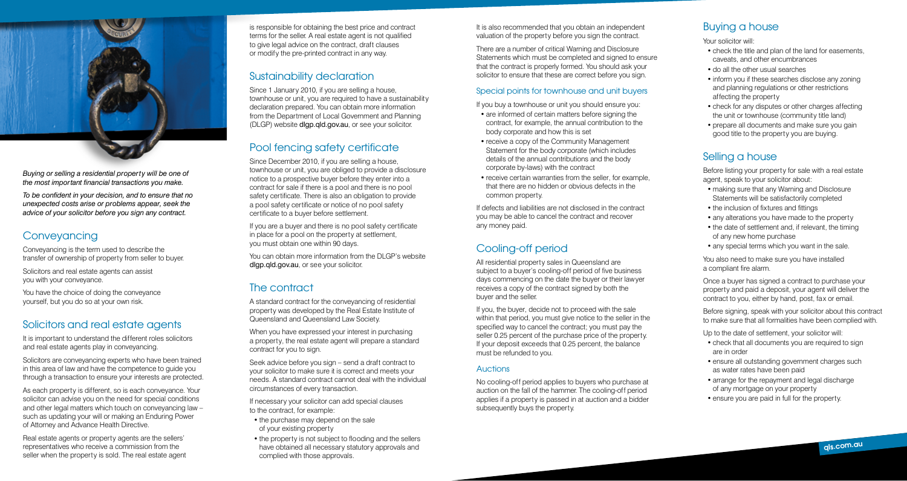*Buying or selling a residential property will be one of the most important financial transactions you make.*

*To be confident in your decision, and to ensure that no unexpected costs arise or problems appear, seek the advice of your solicitor before you sign any contract.*

## Conveyancing

Conveyancing is the term used to describe the transfer of ownership of property from seller to buyer.

Solicitors and real estate agents can assist you with your conveyance.

You have the choice of doing the conveyance yourself, but you do so at your own risk.

## Solicitors and real estate agents

It is important to understand the different roles solicitors and real estate agents play in conveyancing.

Solicitors are conveyancing experts who have been trained in this area of law and have the competence to guide you through a transaction to ensure your interests are protected.

As each property is different, so is each conveyance. Your solicitor can advise you on the need for special conditions and other legal matters which touch on conveyancing law – such as updating your will or making an Enduring Power of Attorney and Advance Health Directive.

Real estate agents or property agents are the sellers' representatives who receive a commission from the seller when the property is sold. The real estate agent is responsible for obtaining the best price and contract terms for the seller. A real estate agent is not qualified to give legal advice on the contract, draft clauses or modify the pre-printed contract in any way.

## Sustainability declaration

Since 1 January 2010, if you are selling a house, townhouse or unit, you are required to have a sustainability declaration prepared. You can obtain more information from the Department of Local Government and Planning (DLGP) website **dlgp.qld.gov.au**, or see your solicitor.

## Pool fencing safety certificate

Since December 2010, if you are selling a house, townhouse or unit, you are obliged to provide a disclosure notice to a prospective buyer before they enter into a contract for sale if there is a pool and there is no pool safety certificate. There is also an obligation to provide a pool safety certificate or notice of no pool safety certificate to a buyer before settlement.

If you are a buyer and there is no pool safety certificate in place for a pool on the property at settlement, you must obtain one within 90 days.

You can obtain more information from the DLGP's website **dlgp.qld.gov.au**, or see your solicitor.

## The contract

A standard contract for the conveyancing of residential property was developed by the Real Estate Institute of Queensland and Queensland Law Society.

When you have expressed your interest in purchasing a property, the real estate agent will prepare a standard contract for you to sign.

Seek advice before you sign – send a draft contract to your solicitor to make sure it is correct and meets your needs. A standard contract cannot deal with the individual circumstances of every transaction.

If necessary your solicitor can add special clauses to the contract, for example:

- the purchase may depend on the sale of your existing property
- the property is not subject to flooding and the sellers have obtained all necessary statutory approvals and complied with those approvals.

It is also recommended that you obtain an independent valuation of the property before you sign the contract.

There are a number of critical Warning and Disclosure Statements which must be completed and signed to ensure that the contract is properly formed. You should ask your solicitor to ensure that these are correct before you sign.

### Special points for townhouse and unit buyers

If you buy a townhouse or unit you should ensure you:

- are informed of certain matters before signing the contract, for example, the annual contribution to the body corporate and how this is set
- receive a copy of the Community Management Statement for the body corporate (which includes details of the annual contributions and the body corporate by-laws) with the contract
- receive certain warranties from the seller, for example, that there are no hidden or obvious defects in the common property.

If defects and liabilities are not disclosed in the contract you may be able to cancel the contract and recover any money paid.

## Cooling-off period

All residential property sales in Queensland are subject to a buyer's cooling-off period of five business days commencing on the date the buyer or their lawyer receives a copy of the contract signed by both the buyer and the seller.

If you, the buyer, decide not to proceed with the sale within that period, you must give notice to the seller in the specified way to cancel the contract; you must pay the seller 0.25 percent of the purchase price of the property. If your deposit exceeds that 0.25 percent, the balance must be refunded to you.

### Auctions

No cooling-off period applies to buyers who purchase at auction on the fall of the hammer. The cooling-off period applies if a property is passed in at auction and a bidder subsequently buys the property.

## Buying a house

Your solicitor will:

- check the title and plan of the land for easements, caveats, and other encumbrances
- do all the other usual searches
- inform you if these searches disclose any zoning and planning regulations or other restrictions affecting the property
- check for any disputes or other charges affecting the unit or townhouse (community title land)
- prepare all documents and make sure you gain good title to the property you are buying.

## Selling a house

Before listing your property for sale with a real estate agent, speak to your solicitor about:

- making sure that any Warning and Disclosure Statements will be satisfactorily completed
- the inclusion of fixtures and fittings
- any alterations you have made to the property
- the date of settlement and, if relevant, the timing of any new home purchase
- any special terms which you want in the sale.

You also need to make sure you have installed a compliant fire alarm.

Once a buyer has signed a contract to purchase your property and paid a deposit, your agent will deliver the contract to you, either by hand, post, fax or email.

Before signing, speak with your solicitor about this contract to make sure that all formalities have been complied with.

Up to the date of settlement, your solicitor will:

- check that all documents you are required to sign are in order
- ensure all outstanding government charges such as water rates have been paid
- arrange for the repayment and legal discharge of any mortgage on your property
- ensure you are paid in full for the property.

**qls.com.au**